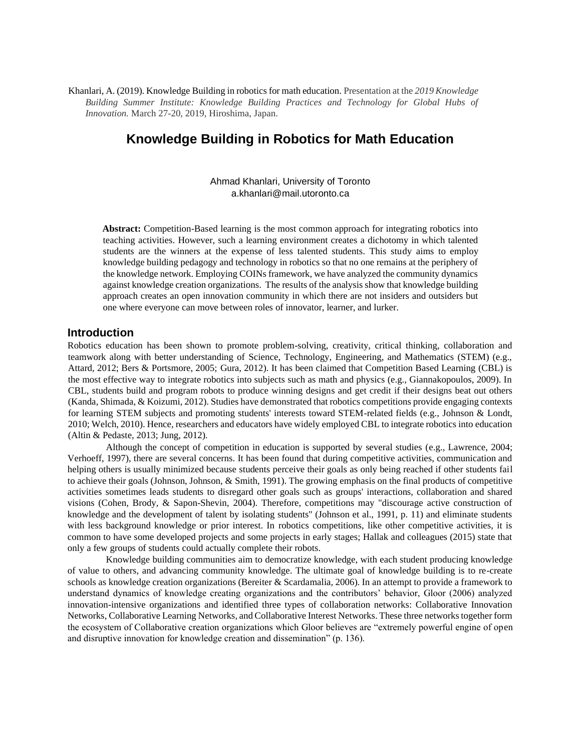Khanlari, A. (2019). Knowledge Building in robotics for math education. Presentation at the *2019 Knowledge Building Summer Institute: Knowledge Building Practices and Technology for Global Hubs of Innovation.* March 27-20, 2019, Hiroshima, Japan.

# Knowledge Building in Robotics for Math Education

Ahmad Khanlari, University of Toronto
a.khanlari@mail.utoronto.ca

**Abstract:** Competition-Based learning is the most common approach for integrating robotics into teaching activities. However, such a learning environment creates a dichotomy in which talented students are the winners at the expense of less talented students. This study aims to employ knowledge building pedagogy and technology in robotics so that no one remains at the periphery of the knowledge network. Employing COINs framework, we have analyzed the community dynamics against knowledge creation organizations. The results of the analysis show that knowledge building approach creates an open innovation community in which there are not insiders and outsiders but one where everyone can move between roles of innovator, learner, and lurker.

## Introduction

Robotics education has been shown to promote problem-solving, creativity, critical thinking, collaboration and teamwork along with better understanding of Science, Technology, Engineering, and Mathematics (STEM) (e.g., Attard, 2012; Bers & Portsmore, 2005; Gura, 2012). It has been claimed that Competition Based Learning (CBL) is the most effective way to integrate robotics into subjects such as math and physics (e.g., Giannakopoulos, 2009). In CBL, students build and program robots to produce winning designs and get credit if their designs beat out others (Kanda, Shimada, & Koizumi, 2012). Studies have demonstrated that robotics competitions provide engaging contexts for learning STEM subjects and promoting students' interests toward STEM-related fields (e.g., Johnson & Londt, 2010; Welch, 2010). Hence, researchers and educators have widely employed CBL to integrate robotics into education (Altin & Pedaste, 2013; Jung, 2012).

Although the concept of competition in education is supported by several studies (e.g., Lawrence, 2004; Verhoeff, 1997), there are several concerns. It has been found that during competitive activities, communication and helping others is usually minimized because students perceive their goals as only being reached if other students fail to achieve their goals (Johnson, Johnson, & Smith, 1991). The growing emphasis on the final products of competitive activities sometimes leads students to disregard other goals such as groups' interactions, collaboration and shared visions (Cohen, Brody, & Sapon-Shevin, 2004). Therefore, competitions may "discourage active construction of knowledge and the development of talent by isolating students" (Johnson et al., 1991, p. 11) and eliminate students with less background knowledge or prior interest. In robotics competitions, like other competitive activities, it is common to have some developed projects and some projects in early stages; Hallak and colleagues (2015) state that only a few groups of students could actually complete their robots.

Knowledge building communities aim to democratize knowledge, with each student producing knowledge of value to others, and advancing community knowledge. The ultimate goal of knowledge building is to re-create schools as knowledge creation organizations (Bereiter & Scardamalia, 2006). In an attempt to provide a framework to understand dynamics of knowledge creating organizations and the contributors' behavior, Gloor (2006) analyzed innovation-intensive organizations and identified three types of collaboration networks: Collaborative Innovation Networks, Collaborative Learning Networks, and Collaborative Interest Networks. These three networks together form the ecosystem of Collaborative creation organizations which Gloor believes are "extremely powerful engine of open and disruptive innovation for knowledge creation and dissemination" (p. 136).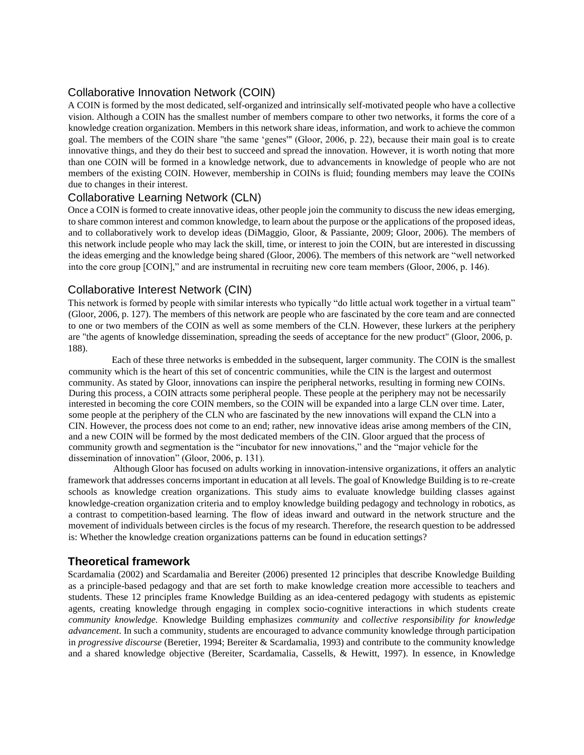## Collaborative Innovation Network (COIN)

A COIN is formed by the most dedicated, self-organized and intrinsically self-motivated people who have a collective vision. Although a COIN has the smallest number of members compare to other two networks, it forms the core of a knowledge creation organization. Members in this network share ideas, information, and work to achieve the common goal. The members of the COIN share "the same 'genes'" (Gloor, 2006, p. 22), because their main goal is to create innovative things, and they do their best to succeed and spread the innovation. However, it is worth noting that more than one COIN will be formed in a knowledge network, due to advancements in knowledge of people who are not members of the existing COIN. However, membership in COINs is fluid; founding members may leave the COINs due to changes in their interest.

## Collaborative Learning Network (CLN)

Once a COIN is formed to create innovative ideas, other people join the community to discuss the new ideas emerging, to share common interest and common knowledge, to learn about the purpose or the applications of the proposed ideas, and to collaboratively work to develop ideas (DiMaggio, Gloor, & Passiante, 2009; Gloor, 2006). The members of this network include people who may lack the skill, time, or interest to join the COIN, but are interested in discussing the ideas emerging and the knowledge being shared (Gloor, 2006). The members of this network are "well networked into the core group [COIN]," and are instrumental in recruiting new core team members (Gloor, 2006, p. 146).

## Collaborative Interest Network (CIN)

This network is formed by people with similar interests who typically "do little actual work together in a virtual team" (Gloor, 2006, p. 127). The members of this network are people who are fascinated by the core team and are connected to one or two members of the COIN as well as some members of the CLN. However, these lurkers at the periphery are "the agents of knowledge dissemination, spreading the seeds of acceptance for the new product" (Gloor, 2006, p. 188).

Each of these three networks is embedded in the subsequent, larger community. The COIN is the smallest community which is the heart of this set of concentric communities, while the CIN is the largest and outermost community. As stated by Gloor, innovations can inspire the peripheral networks, resulting in forming new COINs. During this process, a COIN attracts some peripheral people. These people at the periphery may not be necessarily interested in becoming the core COIN members, so the COIN will be expanded into a large CLN over time. Later, some people at the periphery of the CLN who are fascinated by the new innovations will expand the CLN into a CIN. However, the process does not come to an end; rather, new innovative ideas arise among members of the CIN, and a new COIN will be formed by the most dedicated members of the CIN. Gloor argued that the process of community growth and segmentation is the "incubator for new innovations," and the "major vehicle for the dissemination of innovation" (Gloor, 2006, p. 131).

Although Gloor has focused on adults working in innovation-intensive organizations, it offers an analytic framework that addresses concerns important in education at all levels. The goal of Knowledge Building is to re-create schools as knowledge creation organizations. This study aims to evaluate knowledge building classes against knowledge-creation organization criteria and to employ knowledge building pedagogy and technology in robotics, as a contrast to competition-based learning. The flow of ideas inward and outward in the network structure and the movement of individuals between circles is the focus of my research. Therefore, the research question to be addressed is: Whether the knowledge creation organizations patterns can be found in education settings?

# Theoretical framework

Scardamalia (2002) and Scardamalia and Bereiter (2006) presented 12 principles that describe Knowledge Building as a principle-based pedagogy and that are set forth to make knowledge creation more accessible to teachers and students. These 12 principles frame Knowledge Building as an idea-centered pedagogy with students as epistemic agents, creating knowledge through engaging in complex socio-cognitive interactions in which students create *community knowledge*. Knowledge Building emphasizes *community* and *collective responsibility for knowledge advancement*. In such a community, students are encouraged to advance community knowledge through participation in *progressive discourse* (Beretier, 1994; Bereiter & Scardamalia, 1993) and contribute to the community knowledge and a shared knowledge objective (Bereiter, Scardamalia, Cassells, & Hewitt, 1997). In essence, in Knowledge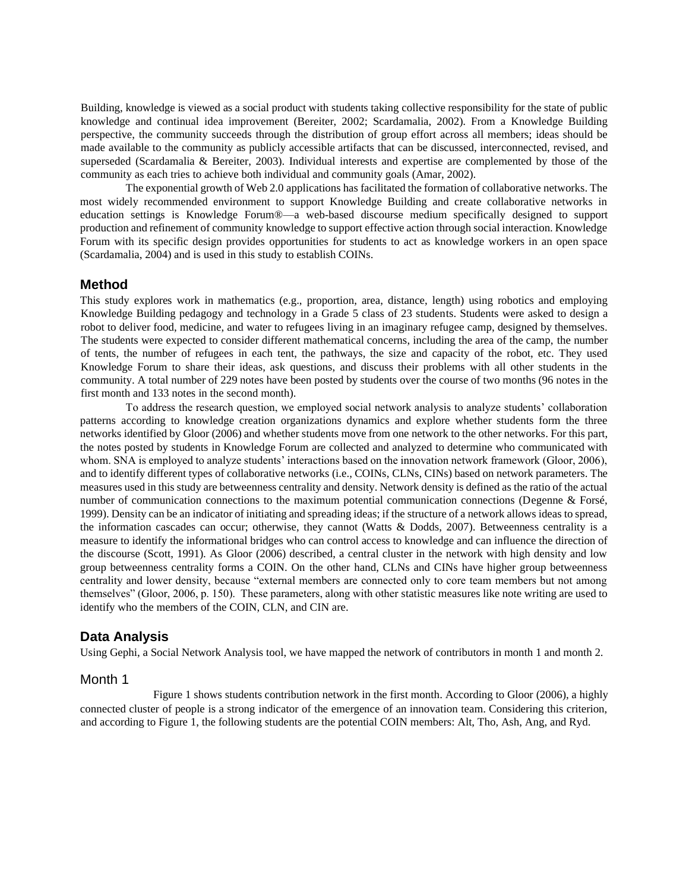Building, knowledge is viewed as a social product with students taking collective responsibility for the state of public knowledge and continual idea improvement (Bereiter, 2002; Scardamalia, 2002). From a Knowledge Building perspective, the community succeeds through the distribution of group effort across all members; ideas should be made available to the community as publicly accessible artifacts that can be discussed, interconnected, revised, and superseded (Scardamalia & Bereiter, 2003). Individual interests and expertise are complemented by those of the community as each tries to achieve both individual and community goals (Amar, 2002).

The exponential growth of Web 2.0 applications has facilitated the formation of collaborative networks. The most widely recommended environment to support Knowledge Building and create collaborative networks in education settings is Knowledge Forum®—a web-based discourse medium specifically designed to support production and refinement of community knowledge to support effective action through social interaction. Knowledge Forum with its specific design provides opportunities for students to act as knowledge workers in an open space (Scardamalia, 2004) and is used in this study to establish COINs.

## Method

This study explores work in mathematics (e.g., proportion, area, distance, length) using robotics and employing Knowledge Building pedagogy and technology in a Grade 5 class of 23 students. Students were asked to design a robot to deliver food, medicine, and water to refugees living in an imaginary refugee camp, designed by themselves. The students were expected to consider different mathematical concerns, including the area of the camp, the number of tents, the number of refugees in each tent, the pathways, the size and capacity of the robot, etc. They used Knowledge Forum to share their ideas, ask questions, and discuss their problems with all other students in the community. A total number of 229 notes have been posted by students over the course of two months (96 notes in the first month and 133 notes in the second month).

To address the research question, we employed social network analysis to analyze students' collaboration patterns according to knowledge creation organizations dynamics and explore whether students form the three networks identified by Gloor (2006) and whether students move from one network to the other networks. For this part, the notes posted by students in Knowledge Forum are collected and analyzed to determine who communicated with whom. SNA is employed to analyze students' interactions based on the innovation network framework (Gloor, 2006), and to identify different types of collaborative networks (i.e., COINs, CLNs, CINs) based on network parameters. The measures used in this study are betweenness centrality and density. Network density is defined as the ratio of the actual number of communication connections to the maximum potential communication connections (Degenne & Forsé, 1999). Density can be an indicator of initiating and spreading ideas; if the structure of a network allows ideas to spread, the information cascades can occur; otherwise, they cannot (Watts & Dodds, 2007). Betweenness centrality is a measure to identify the informational bridges who can control access to knowledge and can influence the direction of the discourse (Scott, 1991). As Gloor (2006) described, a central cluster in the network with high density and low group betweenness centrality forms a COIN. On the other hand, CLNs and CINs have higher group betweenness centrality and lower density, because "external members are connected only to core team members but not among themselves" (Gloor, 2006, p. 150). These parameters, along with other statistic measures like note writing are used to identify who the members of the COIN, CLN, and CIN are.

## Data Analysis

Using Gephi, a Social Network Analysis tool, we have mapped the network of contributors in month 1 and month 2.

### Month 1

Figure 1 shows students contribution network in the first month. According to Gloor (2006), a highly connected cluster of people is a strong indicator of the emergence of an innovation team. Considering this criterion, and according to Figure 1, the following students are the potential COIN members: Alt, Tho, Ash, Ang, and Ryd.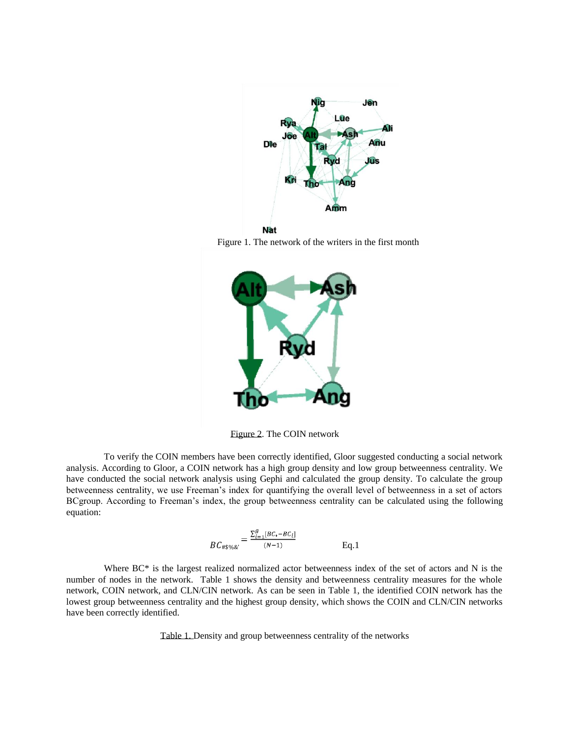Figure 1. The network of the writers in the first month

Figure 2. The COIN network

To verify the COIN members have been correctly identified, Gloor suggested conducting a social network analysis. According to Gloor, a COIN network has a high group density and low group betweenness centrality. We have conducted the social network analysis using Gephi and calculated the group density. To calculate the group betweenness centrality, we use Freeman's index for quantifying the overall level of betweenness in a set of actors BCgroup. According to Freeman's index, the group betweenness centrality can be calculated using the following equation:

$$BC_{group} = \frac{\sum_{i=1}^{g}[BC_{*} - BC_{i}]}{(N-1)} \qquad \text{Eq.1}$$

Where BC* is the largest realized normalized actor betweenness index of the set of actors and N is the number of nodes in the network. Table 1 shows the density and betweenness centrality measures for the whole network, COIN network, and CLN/CIN network. As can be seen in Table 1, the identified COIN network has the lowest group betweenness centrality and the highest group density, which shows the COIN and CLN/CIN networks have been correctly identified.

Table 1. Density and group betweenness centrality of the networks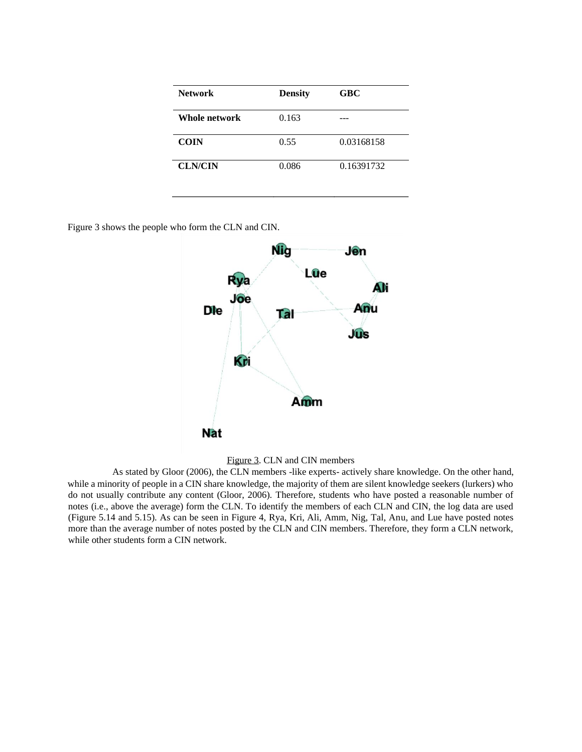| Network | Density | GBC |
| --- | --- | --- |
| Whole network | 0.163 | --- |
| COIN | 0.55 | 0.03168158 |
| CLN/CIN | 0.086 | 0.16391732 |

Figure 3 shows the people who form the CLN and CIN.

Figure 3. CLN and CIN members

As stated by Gloor (2006), the CLN members -like experts- actively share knowledge. On the other hand, while a minority of people in a CIN share knowledge, the majority of them are silent knowledge seekers (lurkers) who do not usually contribute any content (Gloor, 2006). Therefore, students who have posted a reasonable number of notes (i.e., above the average) form the CLN. To identify the members of each CLN and CIN, the log data are used (Figure 5.14 and 5.15). As can be seen in Figure 4, Rya, Kri, Ali, Amm, Nig, Tal, Anu, and Lue have posted notes more than the average number of notes posted by the CLN and CIN members. Therefore, they form a CLN network, while other students form a CIN network.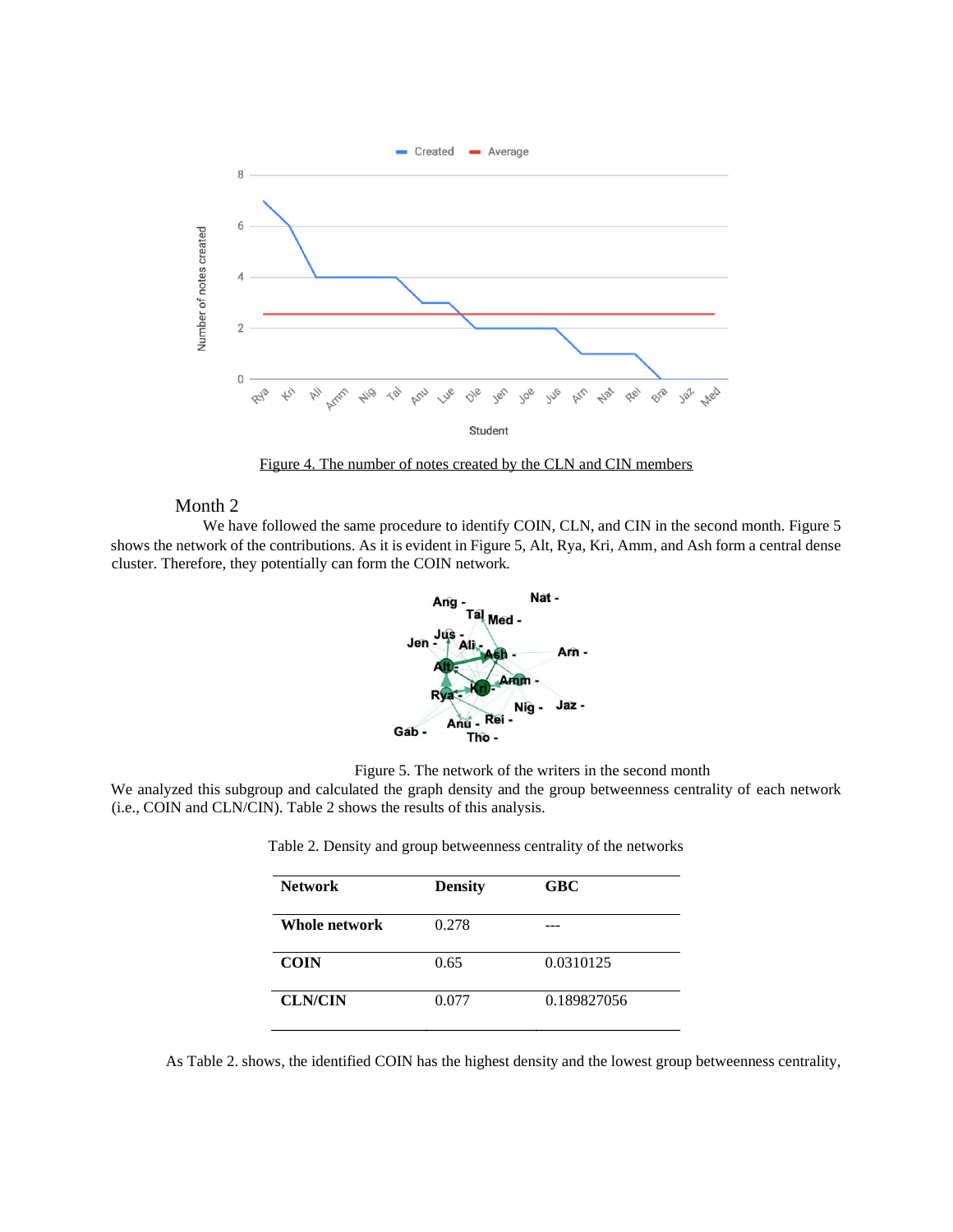Figure 4. The number of notes created by the CLN and CIN members

## Month 2

We have followed the same procedure to identify COIN, CLN, and CIN in the second month. Figure 5 shows the network of the contributions. As it is evident in Figure 5, Alt, Rya, Kri, Amm, and Ash form a central dense cluster. Therefore, they potentially can form the COIN network.

Figure 5. The network of the writers in the second month

We analyzed this subgroup and calculated the graph density and the group betweenness centrality of each network (i.e., COIN and CLN/CIN). Table 2 shows the results of this analysis.

Table 2. Density and group betweenness centrality of the networks

| Network | Density | GBC |
|---|---|---|
| **Whole network** | 0.278 | --- |
| **COIN** | 0.65 | 0.0310125 |
| **CLN/CIN** | 0.077 | 0.189827056 |

As Table 2. shows, the identified COIN has the highest density and the lowest group betweenness centrality,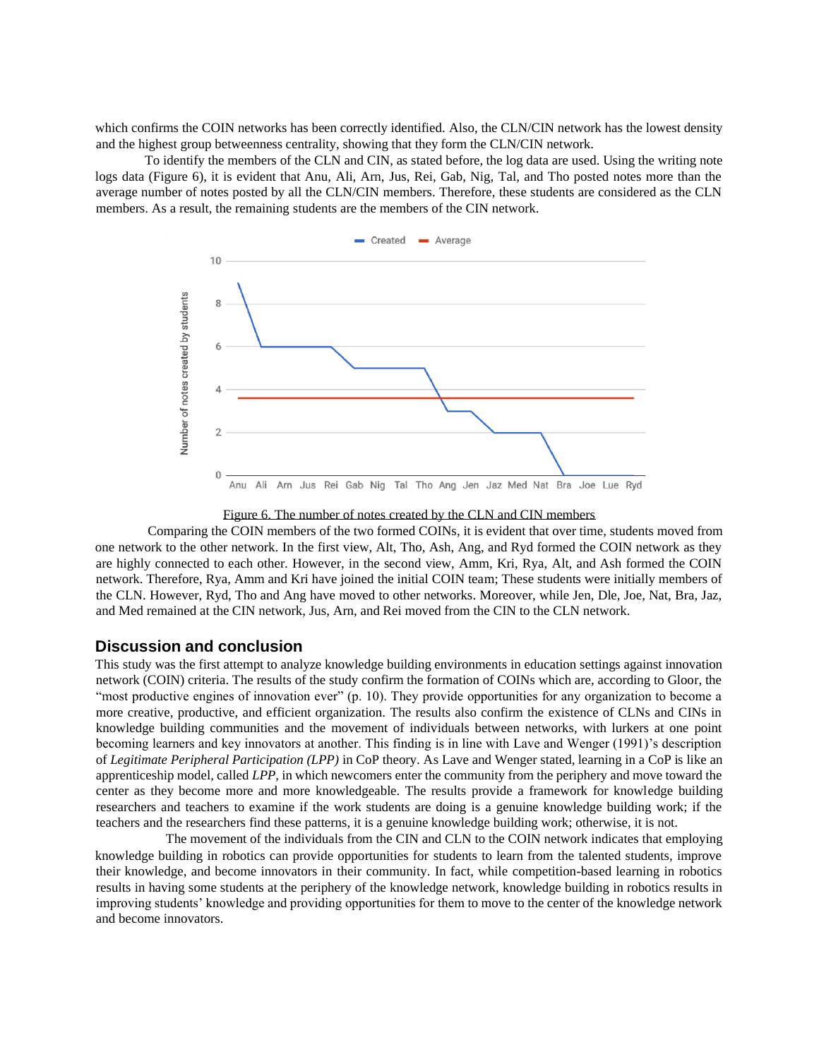which confirms the COIN networks has been correctly identified. Also, the CLN/CIN network has the lowest density and the highest group betweenness centrality, showing that they form the CLN/CIN network.

To identify the members of the CLN and CIN, as stated before, the log data are used. Using the writing note logs data (Figure 6), it is evident that Anu, Ali, Arn, Jus, Rei, Gab, Nig, Tal, and Tho posted notes more than the average number of notes posted by all the CLN/CIN members. Therefore, these students are considered as the CLN members. As a result, the remaining students are the members of the CIN network.

Figure 6. The number of notes created by the CLN and CIN members

Comparing the COIN members of the two formed COINs, it is evident that over time, students moved from one network to the other network. In the first view, Alt, Tho, Ash, Ang, and Ryd formed the COIN network as they are highly connected to each other. However, in the second view, Amm, Kri, Rya, Alt, and Ash formed the COIN network. Therefore, Rya, Amm and Kri have joined the initial COIN team; These students were initially members of the CLN. However, Ryd, Tho and Ang have moved to other networks. Moreover, while Jen, Dle, Joe, Nat, Bra, Jaz, and Med remained at the CIN network, Jus, Arn, and Rei moved from the CIN to the CLN network.

## Discussion and conclusion

This study was the first attempt to analyze knowledge building environments in education settings against innovation network (COIN) criteria. The results of the study confirm the formation of COINs which are, according to Gloor, the "most productive engines of innovation ever" (p. 10). They provide opportunities for any organization to become a more creative, productive, and efficient organization. The results also confirm the existence of CLNs and CINs in knowledge building communities and the movement of individuals between networks, with lurkers at one point becoming learners and key innovators at another. This finding is in line with Lave and Wenger (1991)'s description of *Legitimate Peripheral Participation (LPP)* in CoP theory. As Lave and Wenger stated, learning in a CoP is like an apprenticeship model, called *LPP*, in which newcomers enter the community from the periphery and move toward the center as they become more and more knowledgeable. The results provide a framework for knowledge building researchers and teachers to examine if the work students are doing is a genuine knowledge building work; if the teachers and the researchers find these patterns, it is a genuine knowledge building work; otherwise, it is not.

The movement of the individuals from the CIN and CLN to the COIN network indicates that employing knowledge building in robotics can provide opportunities for students to learn from the talented students, improve their knowledge, and become innovators in their community. In fact, while competition-based learning in robotics results in having some students at the periphery of the knowledge network, knowledge building in robotics results in improving students' knowledge and providing opportunities for them to move to the center of the knowledge network and become innovators.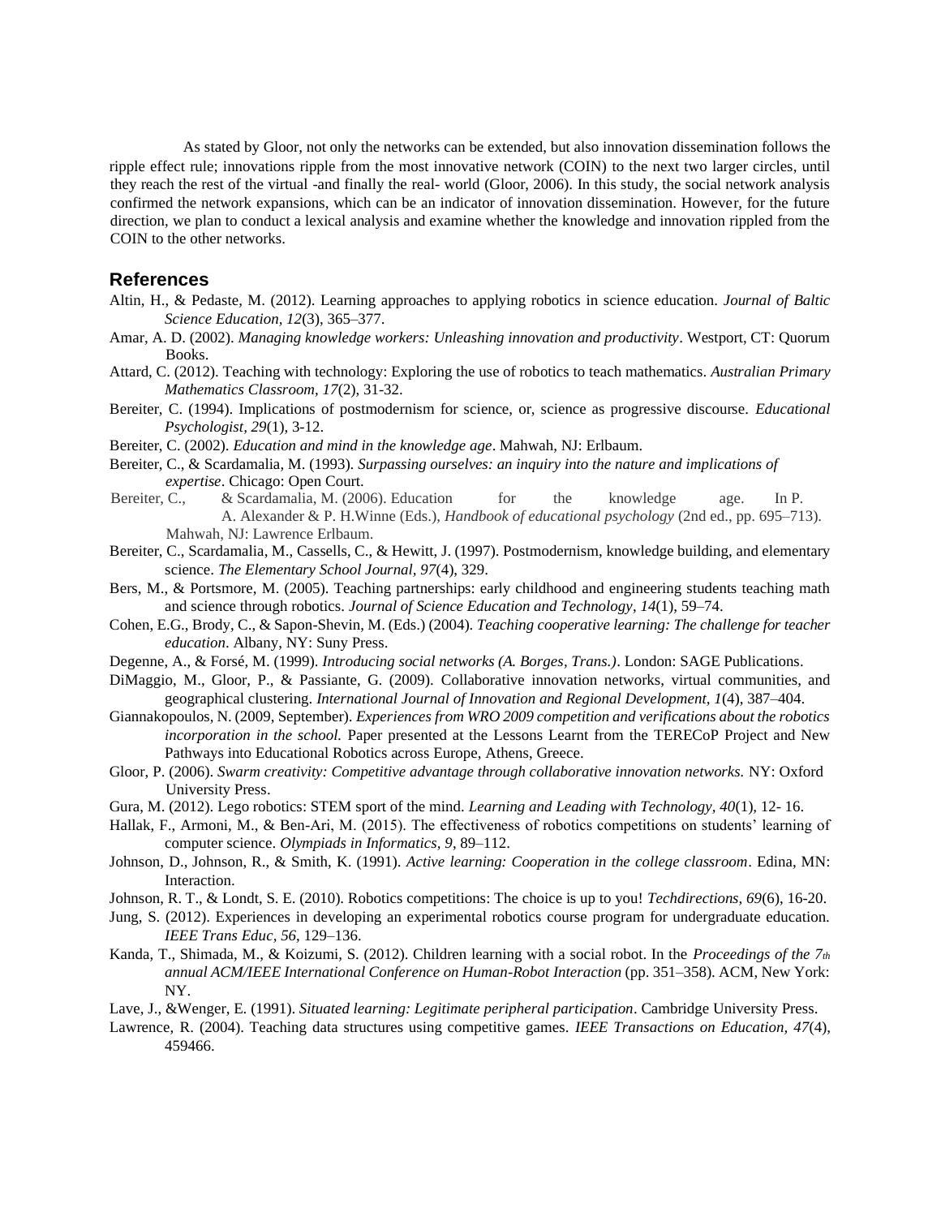As stated by Gloor, not only the networks can be extended, but also innovation dissemination follows the ripple effect rule; innovations ripple from the most innovative network (COIN) to the next two larger circles, until they reach the rest of the virtual -and finally the real- world (Gloor, 2006). In this study, the social network analysis confirmed the network expansions, which can be an indicator of innovation dissemination. However, for the future direction, we plan to conduct a lexical analysis and examine whether the knowledge and innovation rippled from the COIN to the other networks.

## References

Altin, H., & Pedaste, M. (2012). Learning approaches to applying robotics in science education. *Journal of Baltic Science Education, 12*(3), 365–377.

Amar, A. D. (2002). *Managing knowledge workers: Unleashing innovation and productivity*. Westport, CT: Quorum Books.

Attard, C. (2012). Teaching with technology: Exploring the use of robotics to teach mathematics. *Australian Primary Mathematics Classroom, 17*(2), 31-32.

Bereiter, C. (1994). Implications of postmodernism for science, or, science as progressive discourse. *Educational Psychologist, 29*(1), 3-12.

Bereiter, C. (2002). *Education and mind in the knowledge age*. Mahwah, NJ: Erlbaum.

Bereiter, C., & Scardamalia, M. (1993). *Surpassing ourselves: an inquiry into the nature and implications of expertise*. Chicago: Open Court.

Bereiter, C., & Scardamalia, M. (2006). Education for the knowledge age. In P. A. Alexander & P. H.Winne (Eds.), *Handbook of educational psychology* (2nd ed., pp. 695–713). Mahwah, NJ: Lawrence Erlbaum.

Bereiter, C., Scardamalia, M., Cassells, C., & Hewitt, J. (1997). Postmodernism, knowledge building, and elementary science. *The Elementary School Journal, 97*(4), 329.

Bers, M., & Portsmore, M. (2005). Teaching partnerships: early childhood and engineering students teaching math and science through robotics. *Journal of Science Education and Technology*, *14*(1), 59–74.

Cohen, E.G., Brody, C., & Sapon-Shevin, M. (Eds.) (2004). *Teaching cooperative learning: The challenge for teacher education*. Albany, NY: Suny Press.

Degenne, A., & Forsé, M. (1999). *Introducing social networks (A. Borges, Trans.)*. London: SAGE Publications.

DiMaggio, M., Gloor, P., & Passiante, G. (2009). Collaborative innovation networks, virtual communities, and geographical clustering. *International Journal of Innovation and Regional Development, 1*(4), 387–404.

Giannakopoulos, N. (2009, September). *Experiences from WRO 2009 competition and verifications about the robotics incorporation in the school.* Paper presented at the Lessons Learnt from the TERECoP Project and New Pathways into Educational Robotics across Europe, Athens, Greece.

Gloor, P. (2006). *Swarm creativity: Competitive advantage through collaborative innovation networks.* NY: Oxford University Press.

Gura, M. (2012). Lego robotics: STEM sport of the mind. *Learning and Leading with Technology, 40*(1), 12- 16.

Hallak, F., Armoni, M., & Ben-Ari, M. (2015). The effectiveness of robotics competitions on students' learning of computer science. *Olympiads in Informatics, 9*, 89–112.

Johnson, D., Johnson, R., & Smith, K. (1991). *Active learning: Cooperation in the college classroom*. Edina, MN: Interaction.

Johnson, R. T., & Londt, S. E. (2010). Robotics competitions: The choice is up to you! *Techdirections, 69*(6), 16-20.

Jung, S. (2012). Experiences in developing an experimental robotics course program for undergraduate education. *IEEE Trans Educ, 56*, 129–136.

Kanda, T., Shimada, M., & Koizumi, S. (2012). Children learning with a social robot. In the *Proceedings of the 7th annual ACM/IEEE International Conference on Human-Robot Interaction* (pp. 351–358). ACM, New York: NY.

Lave, J., &Wenger, E. (1991). *Situated learning: Legitimate peripheral participation*. Cambridge University Press.

Lawrence, R. (2004). Teaching data structures using competitive games. *IEEE Transactions on Education, 47*(4), 459466.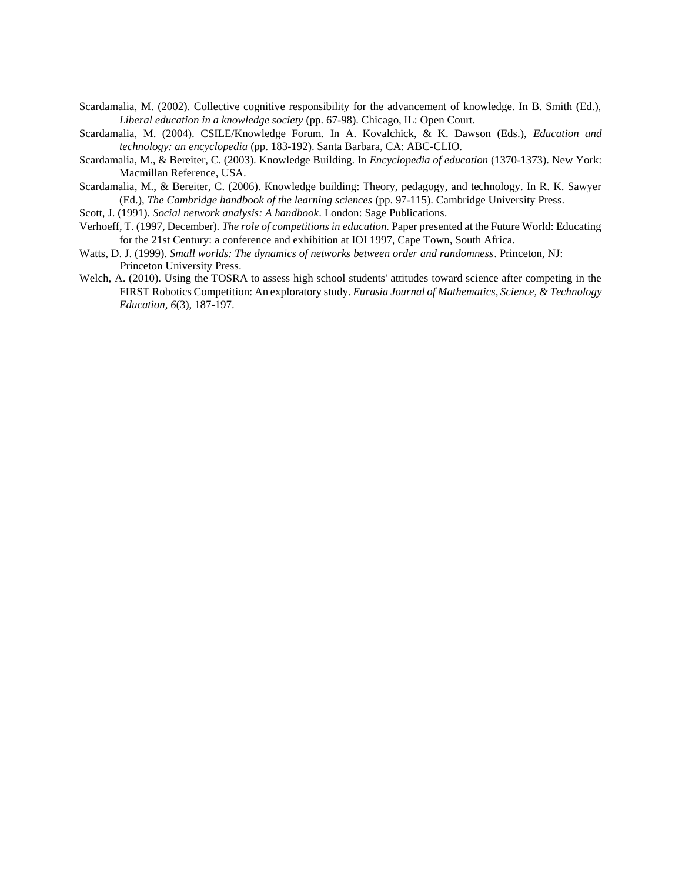Scardamalia, M. (2002). Collective cognitive responsibility for the advancement of knowledge. In B. Smith (Ed.), *Liberal education in a knowledge society* (pp. 67-98). Chicago, IL: Open Court.

Scardamalia, M. (2004). CSILE/Knowledge Forum. In A. Kovalchick, & K. Dawson (Eds.), *Education and technology: an encyclopedia* (pp. 183-192). Santa Barbara, CA: ABC-CLIO.

Scardamalia, M., & Bereiter, C. (2003). Knowledge Building. In *Encyclopedia of education* (1370-1373). New York: Macmillan Reference, USA.

Scardamalia, M., & Bereiter, C. (2006). Knowledge building: Theory, pedagogy, and technology. In R. K. Sawyer (Ed.), *The Cambridge handbook of the learning sciences* (pp. 97-115). Cambridge University Press.

Scott, J. (1991). *Social network analysis: A handbook*. London: Sage Publications.

Verhoeff, T. (1997, December). *The role of competitions in education.* Paper presented at the Future World: Educating for the 21st Century: a conference and exhibition at IOI 1997, Cape Town, South Africa.

Watts, D. J. (1999). *Small worlds: The dynamics of networks between order and randomness*. Princeton, NJ: Princeton University Press.

Welch, A. (2010). Using the TOSRA to assess high school students' attitudes toward science after competing in the FIRST Robotics Competition: An exploratory study. *Eurasia Journal of Mathematics, Science, & Technology Education, 6*(3), 187-197.